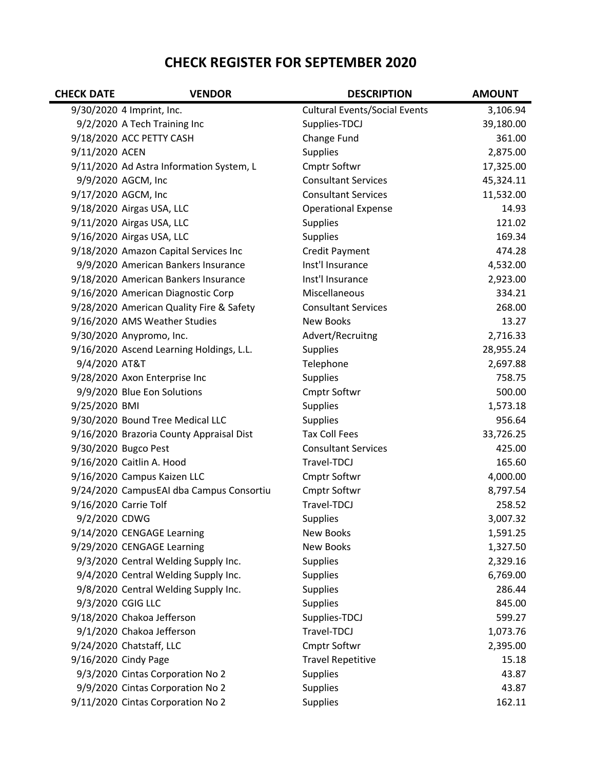# CHECK REGISTER FOR SEPTEMBER 2020

| CHECK DATE | VENDOR | DESCRIPTION | AMOUNT |
|---|---|---|---|
| 9/30/2020 | 4 Imprint, Inc. | Cultural Events/Social Events | 3,106.94 |
| 9/2/2020 | A Tech Training Inc | Supplies-TDCJ | 39,180.00 |
| 9/18/2020 | ACC PETTY CASH | Change Fund | 361.00 |
| 9/11/2020 | ACEN | Supplies | 2,875.00 |
| 9/11/2020 | Ad Astra Information System, L | Cmptr Softwr | 17,325.00 |
| 9/9/2020 | AGCM, Inc | Consultant Services | 45,324.11 |
| 9/17/2020 | AGCM, Inc | Consultant Services | 11,532.00 |
| 9/18/2020 | Airgas USA, LLC | Operational Expense | 14.93 |
| 9/11/2020 | Airgas USA, LLC | Supplies | 121.02 |
| 9/16/2020 | Airgas USA, LLC | Supplies | 169.34 |
| 9/18/2020 | Amazon Capital Services Inc | Credit Payment | 474.28 |
| 9/9/2020 | American Bankers Insurance | Inst'l Insurance | 4,532.00 |
| 9/18/2020 | American Bankers Insurance | Inst'l Insurance | 2,923.00 |
| 9/16/2020 | American Diagnostic Corp | Miscellaneous | 334.21 |
| 9/28/2020 | American Quality Fire & Safety | Consultant Services | 268.00 |
| 9/16/2020 | AMS Weather Studies | New Books | 13.27 |
| 9/30/2020 | Anypromo, Inc. | Advert/Recruitng | 2,716.33 |
| 9/16/2020 | Ascend Learning Holdings, L.L. | Supplies | 28,955.24 |
| 9/4/2020 | AT&T | Telephone | 2,697.88 |
| 9/28/2020 | Axon Enterprise Inc | Supplies | 758.75 |
| 9/9/2020 | Blue Eon Solutions | Cmptr Softwr | 500.00 |
| 9/25/2020 | BMI | Supplies | 1,573.18 |
| 9/30/2020 | Bound Tree Medical LLC | Supplies | 956.64 |
| 9/16/2020 | Brazoria County Appraisal Dist | Tax Coll Fees | 33,726.25 |
| 9/30/2020 | Bugco Pest | Consultant Services | 425.00 |
| 9/16/2020 | Caitlin A. Hood | Travel-TDCJ | 165.60 |
| 9/16/2020 | Campus Kaizen LLC | Cmptr Softwr | 4,000.00 |
| 9/24/2020 | CampusEAI dba Campus Consortiu | Cmptr Softwr | 8,797.54 |
| 9/16/2020 | Carrie Tolf | Travel-TDCJ | 258.52 |
| 9/2/2020 | CDWG | Supplies | 3,007.32 |
| 9/14/2020 | CENGAGE Learning | New Books | 1,591.25 |
| 9/29/2020 | CENGAGE Learning | New Books | 1,327.50 |
| 9/3/2020 | Central Welding Supply Inc. | Supplies | 2,329.16 |
| 9/4/2020 | Central Welding Supply Inc. | Supplies | 6,769.00 |
| 9/8/2020 | Central Welding Supply Inc. | Supplies | 286.44 |
| 9/3/2020 | CGIG LLC | Supplies | 845.00 |
| 9/18/2020 | Chakoa Jefferson | Supplies-TDCJ | 599.27 |
| 9/1/2020 | Chakoa Jefferson | Travel-TDCJ | 1,073.76 |
| 9/24/2020 | Chatstaff, LLC | Cmptr Softwr | 2,395.00 |
| 9/16/2020 | Cindy Page | Travel Repetitive | 15.18 |
| 9/3/2020 | Cintas Corporation No 2 | Supplies | 43.87 |
| 9/9/2020 | Cintas Corporation No 2 | Supplies | 43.87 |
| 9/11/2020 | Cintas Corporation No 2 | Supplies | 162.11 |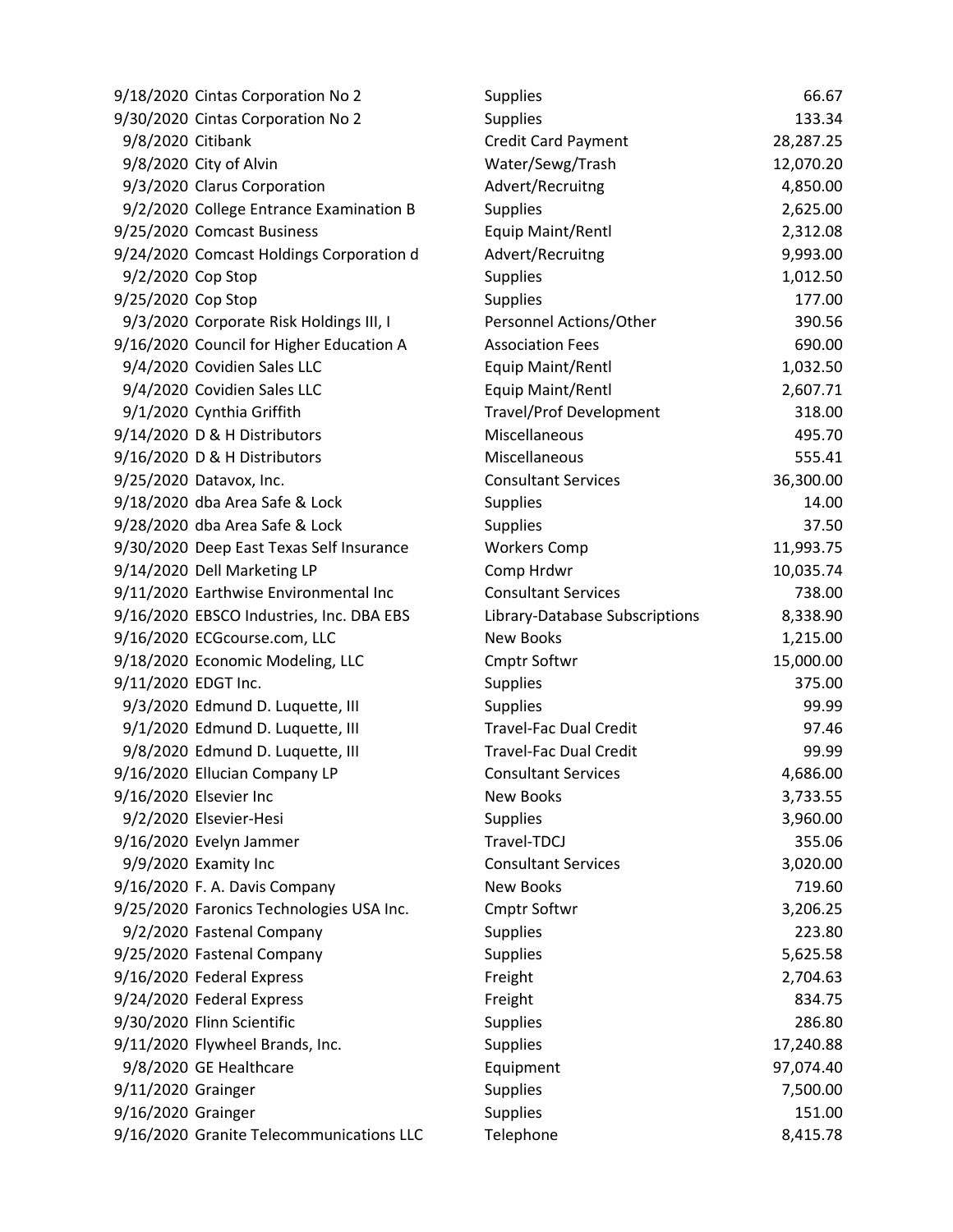| | | | |
|---|---|---|---|
| 9/18/2020 | Cintas Corporation No 2 | Supplies | 66.67 |
| 9/30/2020 | Cintas Corporation No 2 | Supplies | 133.34 |
| 9/8/2020 | Citibank | Credit Card Payment | 28,287.25 |
| 9/8/2020 | City of Alvin | Water/Sewg/Trash | 12,070.20 |
| 9/3/2020 | Clarus Corporation | Advert/Recruitng | 4,850.00 |
| 9/2/2020 | College Entrance Examination B | Supplies | 2,625.00 |
| 9/25/2020 | Comcast Business | Equip Maint/Rentl | 2,312.08 |
| 9/24/2020 | Comcast Holdings Corporation d | Advert/Recruitng | 9,993.00 |
| 9/2/2020 | Cop Stop | Supplies | 1,012.50 |
| 9/25/2020 | Cop Stop | Supplies | 177.00 |
| 9/3/2020 | Corporate Risk Holdings III, I | Personnel Actions/Other | 390.56 |
| 9/16/2020 | Council for Higher Education A | Association Fees | 690.00 |
| 9/4/2020 | Covidien Sales LLC | Equip Maint/Rentl | 1,032.50 |
| 9/4/2020 | Covidien Sales LLC | Equip Maint/Rentl | 2,607.71 |
| 9/1/2020 | Cynthia Griffith | Travel/Prof Development | 318.00 |
| 9/14/2020 | D & H Distributors | Miscellaneous | 495.70 |
| 9/16/2020 | D & H Distributors | Miscellaneous | 555.41 |
| 9/25/2020 | Datavox, Inc. | Consultant Services | 36,300.00 |
| 9/18/2020 | dba Area Safe & Lock | Supplies | 14.00 |
| 9/28/2020 | dba Area Safe & Lock | Supplies | 37.50 |
| 9/30/2020 | Deep East Texas Self Insurance | Workers Comp | 11,993.75 |
| 9/14/2020 | Dell Marketing LP | Comp Hrdwr | 10,035.74 |
| 9/11/2020 | Earthwise Environmental Inc | Consultant Services | 738.00 |
| 9/16/2020 | EBSCO Industries, Inc. DBA EBS | Library-Database Subscriptions | 8,338.90 |
| 9/16/2020 | ECGcourse.com, LLC | New Books | 1,215.00 |
| 9/18/2020 | Economic Modeling, LLC | Cmptr Softwr | 15,000.00 |
| 9/11/2020 | EDGT Inc. | Supplies | 375.00 |
| 9/3/2020 | Edmund D. Luquette, III | Supplies | 99.99 |
| 9/1/2020 | Edmund D. Luquette, III | Travel-Fac Dual Credit | 97.46 |
| 9/8/2020 | Edmund D. Luquette, III | Travel-Fac Dual Credit | 99.99 |
| 9/16/2020 | Ellucian Company LP | Consultant Services | 4,686.00 |
| 9/16/2020 | Elsevier Inc | New Books | 3,733.55 |
| 9/2/2020 | Elsevier-Hesi | Supplies | 3,960.00 |
| 9/16/2020 | Evelyn Jammer | Travel-TDCJ | 355.06 |
| 9/9/2020 | Examity Inc | Consultant Services | 3,020.00 |
| 9/16/2020 | F. A. Davis Company | New Books | 719.60 |
| 9/25/2020 | Faronics Technologies USA Inc. | Cmptr Softwr | 3,206.25 |
| 9/2/2020 | Fastenal Company | Supplies | 223.80 |
| 9/25/2020 | Fastenal Company | Supplies | 5,625.58 |
| 9/16/2020 | Federal Express | Freight | 2,704.63 |
| 9/24/2020 | Federal Express | Freight | 834.75 |
| 9/30/2020 | Flinn Scientific | Supplies | 286.80 |
| 9/11/2020 | Flywheel Brands, Inc. | Supplies | 17,240.88 |
| 9/8/2020 | GE Healthcare | Equipment | 97,074.40 |
| 9/11/2020 | Grainger | Supplies | 7,500.00 |
| 9/16/2020 | Grainger | Supplies | 151.00 |
| 9/16/2020 | Granite Telecommunications LLC | Telephone | 8,415.78 |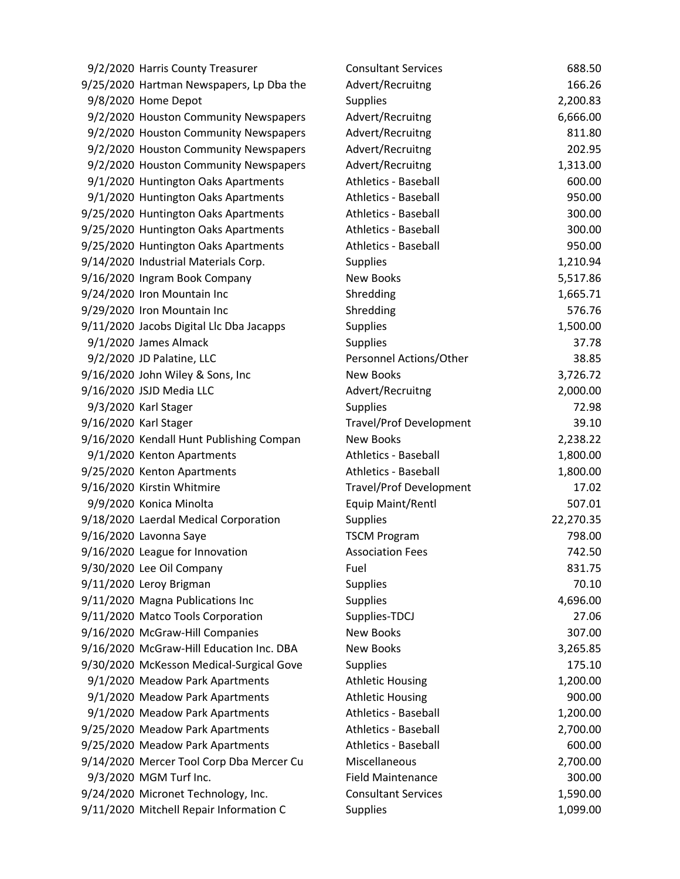| | | | |
|---|---|---|---|
| 9/2/2020 | Harris County Treasurer | Consultant Services | 688.50 |
| 9/25/2020 | Hartman Newspapers, Lp Dba the | Advert/Recruitng | 166.26 |
| 9/8/2020 | Home Depot | Supplies | 2,200.83 |
| 9/2/2020 | Houston Community Newspapers | Advert/Recruitng | 6,666.00 |
| 9/2/2020 | Houston Community Newspapers | Advert/Recruitng | 811.80 |
| 9/2/2020 | Houston Community Newspapers | Advert/Recruitng | 202.95 |
| 9/2/2020 | Houston Community Newspapers | Advert/Recruitng | 1,313.00 |
| 9/1/2020 | Huntington Oaks Apartments | Athletics - Baseball | 600.00 |
| 9/1/2020 | Huntington Oaks Apartments | Athletics - Baseball | 950.00 |
| 9/25/2020 | Huntington Oaks Apartments | Athletics - Baseball | 300.00 |
| 9/25/2020 | Huntington Oaks Apartments | Athletics - Baseball | 300.00 |
| 9/25/2020 | Huntington Oaks Apartments | Athletics - Baseball | 950.00 |
| 9/14/2020 | Industrial Materials Corp. | Supplies | 1,210.94 |
| 9/16/2020 | Ingram Book Company | New Books | 5,517.86 |
| 9/24/2020 | Iron Mountain Inc | Shredding | 1,665.71 |
| 9/29/2020 | Iron Mountain Inc | Shredding | 576.76 |
| 9/11/2020 | Jacobs Digital Llc Dba Jacapps | Supplies | 1,500.00 |
| 9/1/2020 | James Almack | Supplies | 37.78 |
| 9/2/2020 | JD Palatine, LLC | Personnel Actions/Other | 38.85 |
| 9/16/2020 | John Wiley & Sons, Inc | New Books | 3,726.72 |
| 9/16/2020 | JSJD Media LLC | Advert/Recruitng | 2,000.00 |
| 9/3/2020 | Karl Stager | Supplies | 72.98 |
| 9/16/2020 | Karl Stager | Travel/Prof Development | 39.10 |
| 9/16/2020 | Kendall Hunt Publishing Compan | New Books | 2,238.22 |
| 9/1/2020 | Kenton Apartments | Athletics - Baseball | 1,800.00 |
| 9/25/2020 | Kenton Apartments | Athletics - Baseball | 1,800.00 |
| 9/16/2020 | Kirstin Whitmire | Travel/Prof Development | 17.02 |
| 9/9/2020 | Konica Minolta | Equip Maint/Rentl | 507.01 |
| 9/18/2020 | Laerdal Medical Corporation | Supplies | 22,270.35 |
| 9/16/2020 | Lavonna Saye | TSCM Program | 798.00 |
| 9/16/2020 | League for Innovation | Association Fees | 742.50 |
| 9/30/2020 | Lee Oil Company | Fuel | 831.75 |
| 9/11/2020 | Leroy Brigman | Supplies | 70.10 |
| 9/11/2020 | Magna Publications Inc | Supplies | 4,696.00 |
| 9/11/2020 | Matco Tools Corporation | Supplies-TDCJ | 27.06 |
| 9/16/2020 | McGraw-Hill Companies | New Books | 307.00 |
| 9/16/2020 | McGraw-Hill Education Inc. DBA | New Books | 3,265.85 |
| 9/30/2020 | McKesson Medical-Surgical Gove | Supplies | 175.10 |
| 9/1/2020 | Meadow Park Apartments | Athletic Housing | 1,200.00 |
| 9/1/2020 | Meadow Park Apartments | Athletic Housing | 900.00 |
| 9/1/2020 | Meadow Park Apartments | Athletics - Baseball | 1,200.00 |
| 9/25/2020 | Meadow Park Apartments | Athletics - Baseball | 2,700.00 |
| 9/25/2020 | Meadow Park Apartments | Athletics - Baseball | 600.00 |
| 9/14/2020 | Mercer Tool Corp Dba Mercer Cu | Miscellaneous | 2,700.00 |
| 9/3/2020 | MGM Turf Inc. | Field Maintenance | 300.00 |
| 9/24/2020 | Micronet Technology, Inc. | Consultant Services | 1,590.00 |
| 9/11/2020 | Mitchell Repair Information C | Supplies | 1,099.00 |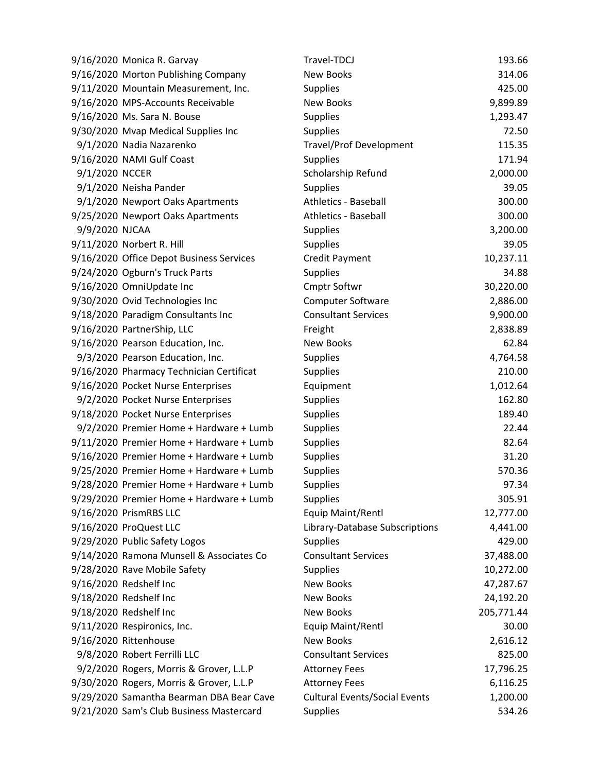| | | | |
|---|---|---|---|
| 9/16/2020 | Monica R. Garvay | Travel-TDCJ | 193.66 |
| 9/16/2020 | Morton Publishing Company | New Books | 314.06 |
| 9/11/2020 | Mountain Measurement, Inc. | Supplies | 425.00 |
| 9/16/2020 | MPS-Accounts Receivable | New Books | 9,899.89 |
| 9/16/2020 | Ms. Sara N. Bouse | Supplies | 1,293.47 |
| 9/30/2020 | Mvap Medical Supplies Inc | Supplies | 72.50 |
| 9/1/2020 | Nadia Nazarenko | Travel/Prof Development | 115.35 |
| 9/16/2020 | NAMI Gulf Coast | Supplies | 171.94 |
| 9/1/2020 | NCCER | Scholarship Refund | 2,000.00 |
| 9/1/2020 | Neisha Pander | Supplies | 39.05 |
| 9/1/2020 | Newport Oaks Apartments | Athletics - Baseball | 300.00 |
| 9/25/2020 | Newport Oaks Apartments | Athletics - Baseball | 300.00 |
| 9/9/2020 | NJCAA | Supplies | 3,200.00 |
| 9/11/2020 | Norbert R. Hill | Supplies | 39.05 |
| 9/16/2020 | Office Depot Business Services | Credit Payment | 10,237.11 |
| 9/24/2020 | Ogburn's Truck Parts | Supplies | 34.88 |
| 9/16/2020 | OmniUpdate Inc | Cmptr Softwr | 30,220.00 |
| 9/30/2020 | Ovid Technologies Inc | Computer Software | 2,886.00 |
| 9/18/2020 | Paradigm Consultants Inc | Consultant Services | 9,900.00 |
| 9/16/2020 | PartnerShip, LLC | Freight | 2,838.89 |
| 9/16/2020 | Pearson Education, Inc. | New Books | 62.84 |
| 9/3/2020 | Pearson Education, Inc. | Supplies | 4,764.58 |
| 9/16/2020 | Pharmacy Technician Certificat | Supplies | 210.00 |
| 9/16/2020 | Pocket Nurse Enterprises | Equipment | 1,012.64 |
| 9/2/2020 | Pocket Nurse Enterprises | Supplies | 162.80 |
| 9/18/2020 | Pocket Nurse Enterprises | Supplies | 189.40 |
| 9/2/2020 | Premier Home + Hardware + Lumb | Supplies | 22.44 |
| 9/11/2020 | Premier Home + Hardware + Lumb | Supplies | 82.64 |
| 9/16/2020 | Premier Home + Hardware + Lumb | Supplies | 31.20 |
| 9/25/2020 | Premier Home + Hardware + Lumb | Supplies | 570.36 |
| 9/28/2020 | Premier Home + Hardware + Lumb | Supplies | 97.34 |
| 9/29/2020 | Premier Home + Hardware + Lumb | Supplies | 305.91 |
| 9/16/2020 | PrismRBS LLC | Equip Maint/Rentl | 12,777.00 |
| 9/16/2020 | ProQuest LLC | Library-Database Subscriptions | 4,441.00 |
| 9/29/2020 | Public Safety Logos | Supplies | 429.00 |
| 9/14/2020 | Ramona Munsell & Associates Co | Consultant Services | 37,488.00 |
| 9/28/2020 | Rave Mobile Safety | Supplies | 10,272.00 |
| 9/16/2020 | Redshelf Inc | New Books | 47,287.67 |
| 9/18/2020 | Redshelf Inc | New Books | 24,192.20 |
| 9/18/2020 | Redshelf Inc | New Books | 205,771.44 |
| 9/11/2020 | Respironics, Inc. | Equip Maint/Rentl | 30.00 |
| 9/16/2020 | Rittenhouse | New Books | 2,616.12 |
| 9/8/2020 | Robert Ferrilli LLC | Consultant Services | 825.00 |
| 9/2/2020 | Rogers, Morris & Grover, L.L.P | Attorney Fees | 17,796.25 |
| 9/30/2020 | Rogers, Morris & Grover, L.L.P | Attorney Fees | 6,116.25 |
| 9/29/2020 | Samantha Bearman DBA Bear Cave | Cultural Events/Social Events | 1,200.00 |
| 9/21/2020 | Sam's Club Business Mastercard | Supplies | 534.26 |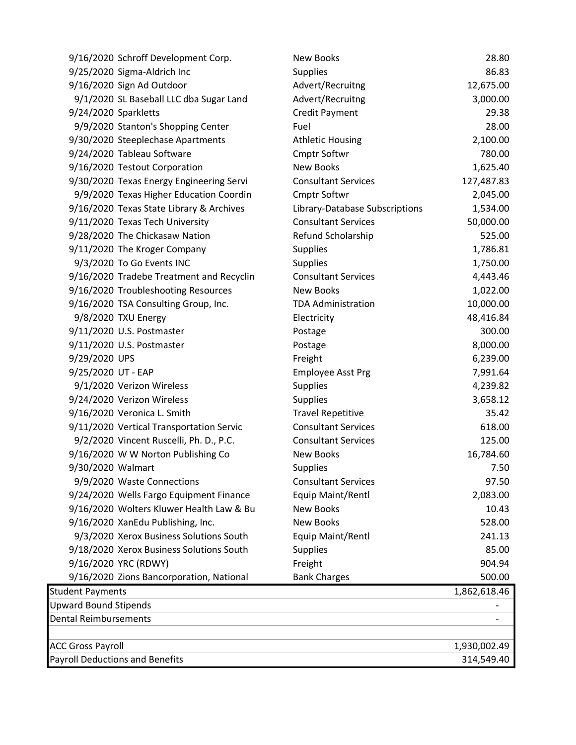| | | | |
|---|---|---|---|
| 9/16/2020 | Schroff Development Corp. | New Books | 28.80 |
| 9/25/2020 | Sigma-Aldrich Inc | Supplies | 86.83 |
| 9/16/2020 | Sign Ad Outdoor | Advert/Recruitng | 12,675.00 |
| 9/1/2020 | SL Baseball LLC dba Sugar Land | Advert/Recruitng | 3,000.00 |
| 9/24/2020 | Sparkletts | Credit Payment | 29.38 |
| 9/9/2020 | Stanton's Shopping Center | Fuel | 28.00 |
| 9/30/2020 | Steeplechase Apartments | Athletic Housing | 2,100.00 |
| 9/24/2020 | Tableau Software | Cmptr Softwr | 780.00 |
| 9/16/2020 | Testout Corporation | New Books | 1,625.40 |
| 9/30/2020 | Texas Energy Engineering Servi | Consultant Services | 127,487.83 |
| 9/9/2020 | Texas Higher Education Coordin | Cmptr Softwr | 2,045.00 |
| 9/16/2020 | Texas State Library & Archives | Library-Database Subscriptions | 1,534.00 |
| 9/11/2020 | Texas Tech University | Consultant Services | 50,000.00 |
| 9/28/2020 | The Chickasaw Nation | Refund Scholarship | 525.00 |
| 9/11/2020 | The Kroger Company | Supplies | 1,786.81 |
| 9/3/2020 | To Go Events INC | Supplies | 1,750.00 |
| 9/16/2020 | Tradebe Treatment and Recyclin | Consultant Services | 4,443.46 |
| 9/16/2020 | Troubleshooting Resources | New Books | 1,022.00 |
| 9/16/2020 | TSA Consulting Group, Inc. | TDA Administration | 10,000.00 |
| 9/8/2020 | TXU Energy | Electricity | 48,416.84 |
| 9/11/2020 | U.S. Postmaster | Postage | 300.00 |
| 9/11/2020 | U.S. Postmaster | Postage | 8,000.00 |
| 9/29/2020 | UPS | Freight | 6,239.00 |
| 9/25/2020 | UT - EAP | Employee Asst Prg | 7,991.64 |
| 9/1/2020 | Verizon Wireless | Supplies | 4,239.82 |
| 9/24/2020 | Verizon Wireless | Supplies | 3,658.12 |
| 9/16/2020 | Veronica L. Smith | Travel Repetitive | 35.42 |
| 9/11/2020 | Vertical Transportation Servic | Consultant Services | 618.00 |
| 9/2/2020 | Vincent Ruscelli, Ph. D., P.C. | Consultant Services | 125.00 |
| 9/16/2020 | W W Norton Publishing Co | New Books | 16,784.60 |
| 9/30/2020 | Walmart | Supplies | 7.50 |
| 9/9/2020 | Waste Connections | Consultant Services | 97.50 |
| 9/24/2020 | Wells Fargo Equipment Finance | Equip Maint/Rentl | 2,083.00 |
| 9/16/2020 | Wolters Kluwer Health Law & Bu | New Books | 10.43 |
| 9/16/2020 | XanEdu Publishing, Inc. | New Books | 528.00 |
| 9/3/2020 | Xerox Business Solutions South | Equip Maint/Rentl | 241.13 |
| 9/18/2020 | Xerox Business Solutions South | Supplies | 85.00 |
| 9/16/2020 | YRC (RDWY) | Freight | 904.94 |
| 9/16/2020 | Zions Bancorporation, National | Bank Charges | 500.00 |

| | |
|---|---|
| Student Payments | 1,862,618.46 |
| Upward Bound Stipends | - |
| Dental Reimbursements | - |
| | |
| ACC Gross Payroll | 1,930,002.49 |
| Payroll Deductions and Benefits | 314,549.40 |